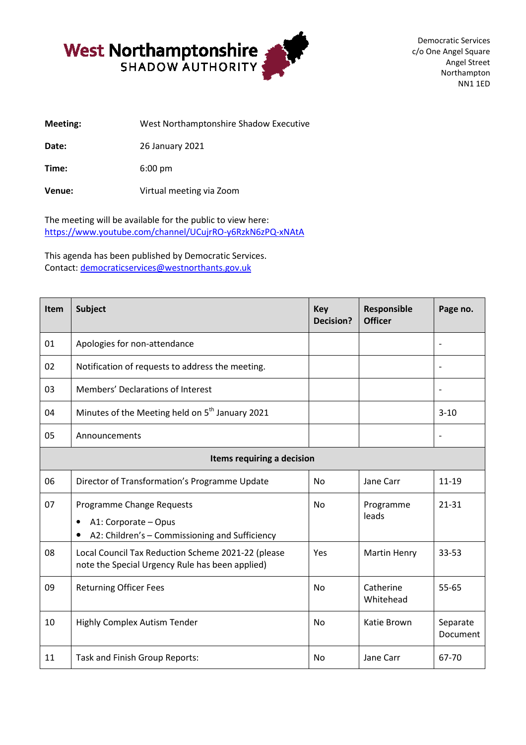West Northamptonshire
SHADOW AUTHORITY

Democratic Services
c/o One Angel Square
Angel Street
Northampton
NN1 1ED

**Meeting:** West Northamptonshire Shadow Executive

**Date:** 26 January 2021

**Time:** 6:00 pm

**Venue:** Virtual meeting via Zoom

The meeting will be available for the public to view here:
https://www.youtube.com/channel/UCujrRO-y6RzkN6zPQ-xNAtA

This agenda has been published by Democratic Services.
Contact: democraticservices@westnorthants.gov.uk

| Item | Subject | Key Decision? | Responsible Officer | Page no. |
|---|---|---|---|---|
| 01 | Apologies for non-attendance | | | - |
| 02 | Notification of requests to address the meeting. | | | - |
| 03 | Members' Declarations of Interest | | | - |
| 04 | Minutes of the Meeting held on 5th January 2021 | | | 3-10 |
| 05 | Announcements | | | - |
| | **Items requiring a decision** | | | |
| 06 | Director of Transformation's Programme Update | No | Jane Carr | 11-19 |
| 07 | Programme Change Requests<br>• A1: Corporate – Opus<br>• A2: Children's – Commissioning and Sufficiency | No | Programme leads | 21-31 |
| 08 | Local Council Tax Reduction Scheme 2021-22 (please note the Special Urgency Rule has been applied) | Yes | Martin Henry | 33-53 |
| 09 | Returning Officer Fees | No | Catherine Whitehead | 55-65 |
| 10 | Highly Complex Autism Tender | No | Katie Brown | Separate Document |
| 11 | Task and Finish Group Reports: | No | Jane Carr | 67-70 |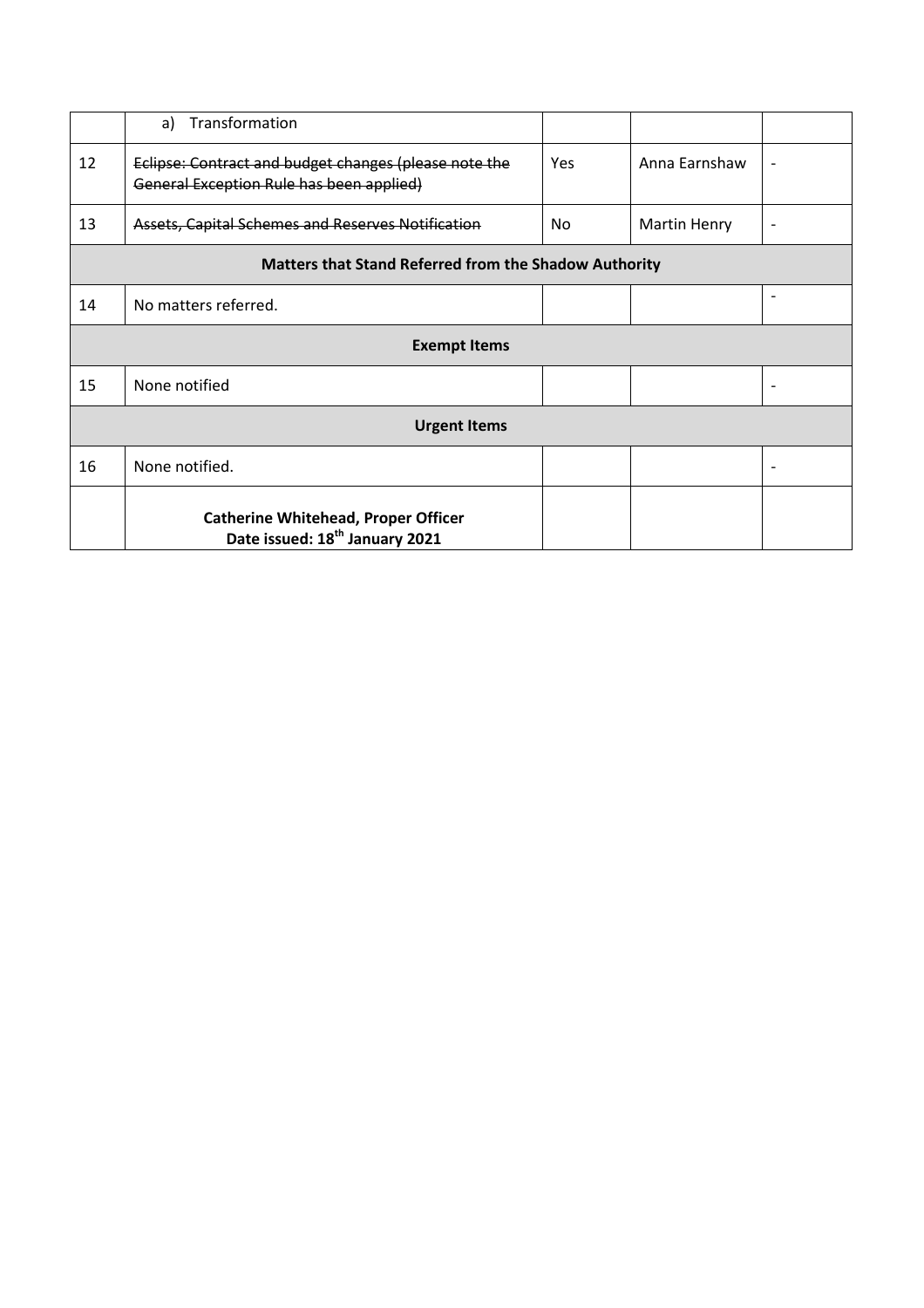| | | | | |
|---|---|---|---|---|
| | a) Transformation | | | |
| 12 | ~~Eclipse: Contract and budget changes (please note the General Exception Rule has been applied)~~ | Yes | Anna Earnshaw | - |
| 13 | ~~Assets, Capital Schemes and Reserves Notification~~ | No | Martin Henry | - |
| **Matters that Stand Referred from the Shadow Authority** | | | | |
| 14 | No matters referred. | | | - |
| **Exempt Items** | | | | |
| 15 | None notified | | | - |
| **Urgent Items** | | | | |
| 16 | None notified. | | | - |
| | **Catherine Whitehead, Proper Officer**<br>**Date issued: 18th January 2021** | | | |